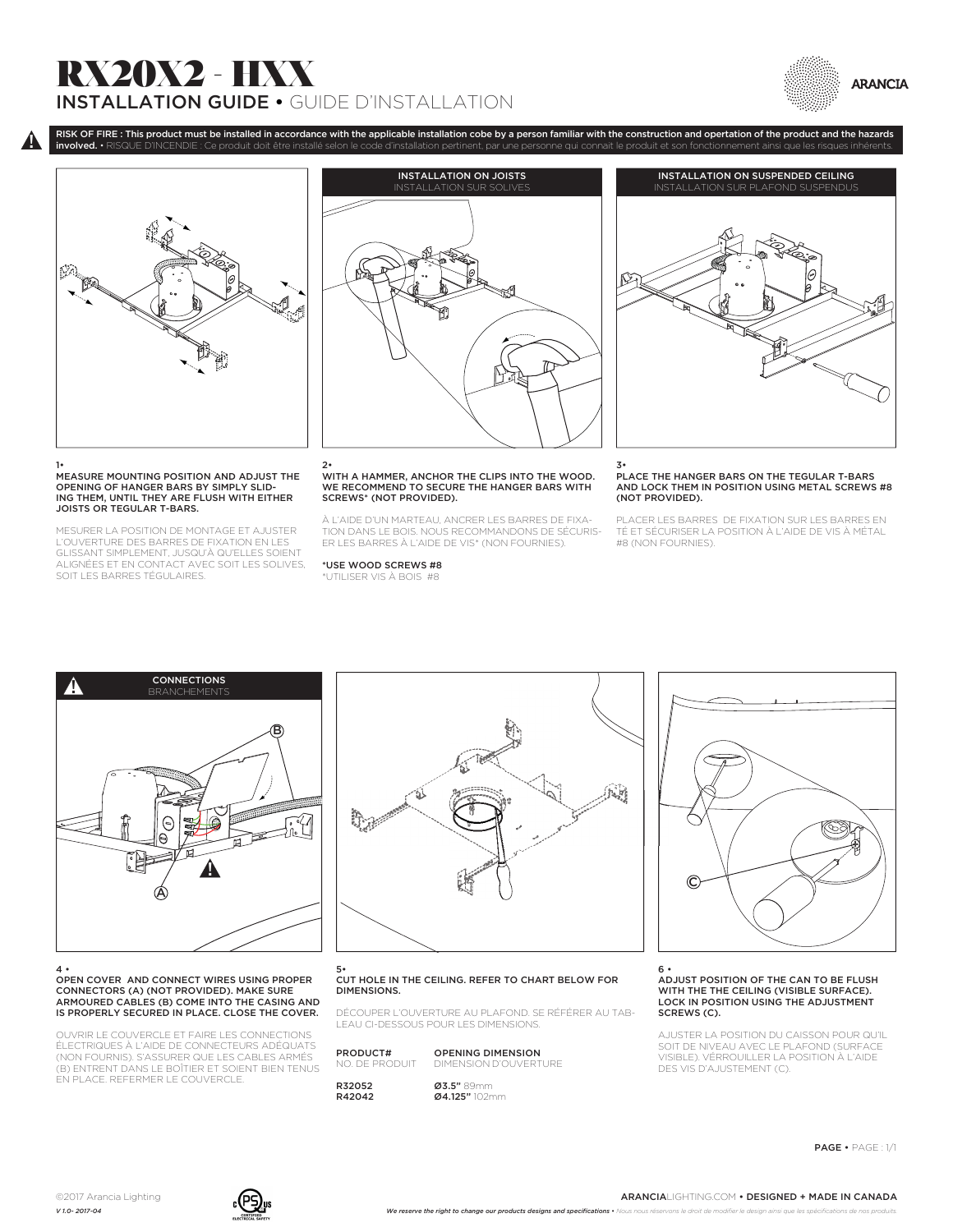# RX20X2 - HXX

## INSTALLATION GUIDE • GUIDE D'INSTALLATION

ARANCIA

**RISK OF FIRE : This product must be installed in accordance with the applicable installation cobe by a person familiar with the construction and opertation of the product and the hazards involved.** • RISQUE D'INCENDIE : Ce produit doit être installé selon le code d'installation pertinent, par une personne qui connait le produit et son fonctionnement ainsi que les risques inhérents.

### INSTALLATION ON JOISTS
INSTALLATION SUR SOLIVES

### INSTALLATION ON SUSPENDED CEILING
INSTALLATION SUR PLAFOND SUSPENDUS

1•
**MEASURE MOUNTING POSITION AND ADJUST THE OPENING OF HANGER BARS BY SIMPLY SLIDING THEM, UNTIL THEY ARE FLUSH WITH EITHER JOISTS OR TEGULAR T-BARS.**

MESURER LA POSITION DE MONTAGE ET AJUSTER L'OUVERTURE DES BARRES DE FIXATION EN LES GLISSANT SIMPLEMENT, JUSQU'À QU'ELLES SOIENT ALIGNÉES ET EN CONTACT AVEC SOIT LES SOLIVES, SOIT LES BARRES TÉGULAIRES.

2•
**WITH A HAMMER, ANCHOR THE CLIPS INTO THE WOOD. WE RECOMMEND TO SECURE THE HANGER BARS WITH SCREWS* (NOT PROVIDED).**

À L'AIDE D'UN MARTEAU, ANCRER LES BARRES DE FIXATION DANS LE BOIS. NOUS RECOMMANDONS DE SÉCURISER LES BARRES À L'AIDE DE VIS* (NON FOURNIES).

*USE WOOD SCREWS #8
*UTILISER VIS À BOIS #8

3•
**PLACE THE HANGER BARS ON THE TEGULAR T-BARS AND LOCK THEM IN POSITION USING METAL SCREWS #8 (NOT PROVIDED).**

PLACER LES BARRES DE FIXATION SUR LES BARRES EN TÉ ET SÉCURISER LA POSITION À L'AIDE DE VIS À MÉTAL #8 (NON FOURNIES).

### CONNECTIONS
BRANCHEMENTS

B

A

C

4 •
**OPEN COVER AND CONNECT WIRES USING PROPER CONNECTORS (A) (NOT PROVIDED). MAKE SURE ARMOURED CABLES (B) COME INTO THE CASING AND IS PROPERLY SECURED IN PLACE. CLOSE THE COVER.**

OUVRIR LE COUVERCLE ET FAIRE LES CONNECTIONS ÉLECTRIQUES À L'AIDE DE CONNECTEURS ADÉQUATS (NON FOURNIS). S'ASSURER QUE LES CABLES ARMÉS (B) ENTRENT DANS LE BOÎTIER ET SOIENT BIEN TENUS EN PLACE. REFERMER LE COUVERCLE.

5•
**CUT HOLE IN THE CEILING. REFER TO CHART BELOW FOR DIMENSIONS.**

DÉCOUPER L'OUVERTURE AU PLAFOND. SE RÉFÉRER AU TABLEAU CI-DESSOUS POUR LES DIMENSIONS.

| PRODUCT# NO. DE PRODUIT | OPENING DIMENSION DIMENSION D'OUVERTURE |
|---|---|
| R32052 | **Ø3.5"** 89mm |
| R42042 | **Ø4.125"** 102mm |

6 •
**ADJUST POSITION OF THE CAN TO BE FLUSH WITH THE THE CEILING (VISIBLE SURFACE). LOCK IN POSITION USING THE ADJUSTMENT SCREWS (C).**

AJUSTER LA POSITION DU CAISSON POUR QU'IL SOIT DE NIVEAU AVEC LE PLAFOND (SURFACE VISIBLE). VERROUILLER LA POSITION À L'AIDE DES VIS D'AJUSTEMENT (C).

©2017 Arancia Lighting
*V 1.0- 2017-04*

ARANCIALIGHTING.COM • **DESIGNED + MADE IN CANADA**

***We reserve the right to change our products designs and specifications*** • *Nous nous réservons le droit de modifier le design ainsi que les spécifications de nos produits.*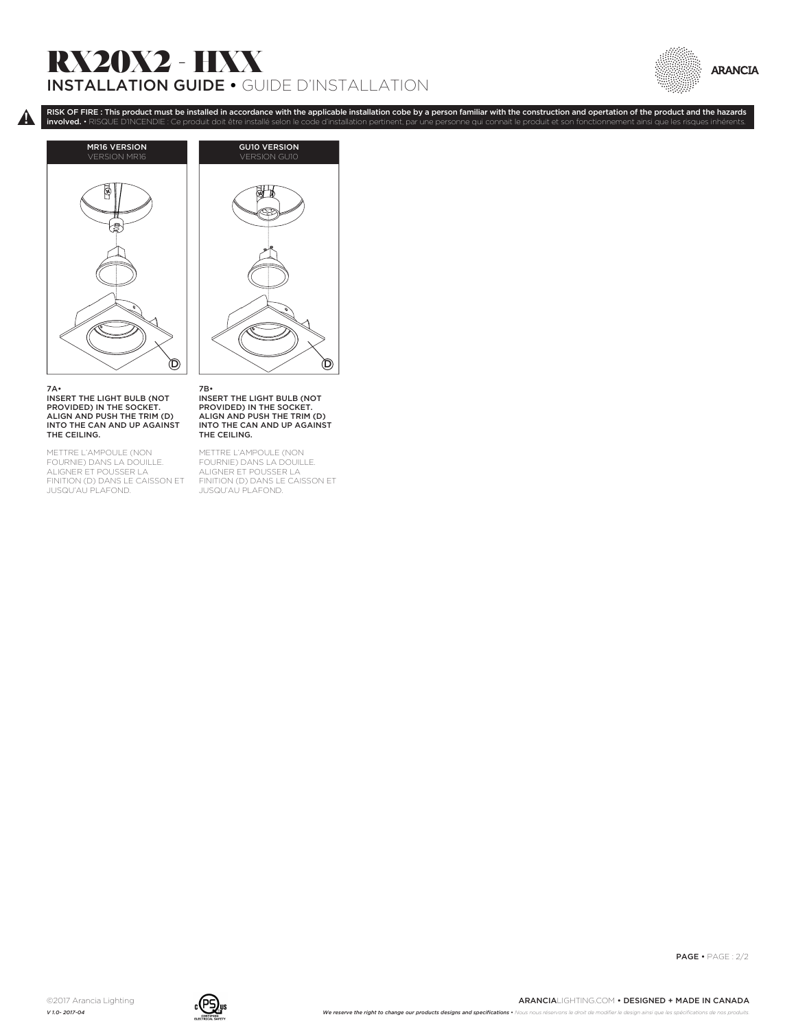# RX20X2 - HXX

## INSTALLATION GUIDE • GUIDE D'INSTALLATION

ARANCIA

**RISK OF FIRE : This product must be installed in accordance with the applicable installation cobe by a person familiar with the construction and opertation of the product and the hazards involved.** • RISQUE D'INCENDIE : Ce produit doit être installé selon le code d'installation pertinent, par une personne qui connait le produit et son fonctionnement ainsi que les risques inhérents.

### MR16 VERSION
VERSION MR16

D

**7A•**

**INSERT THE LIGHT BULB (NOT PROVIDED) IN THE SOCKET. ALIGN AND PUSH THE TRIM (D) INTO THE CAN AND UP AGAINST THE CEILING.**

METTRE L'AMPOULE (NON FOURNIE) DANS LA DOUILLE. ALIGNER ET POUSSER LA FINITION (D) DANS LE CAISSON ET JUSQU'AU PLAFOND.

### GU10 VERSION
VERSION GU10

D

**7B•**

**INSERT THE LIGHT BULB (NOT PROVIDED) IN THE SOCKET. ALIGN AND PUSH THE TRIM (D) INTO THE CAN AND UP AGAINST THE CEILING.**

METTRE L'AMPOULE (NON FOURNIE) DANS LA DOUILLE. ALIGNER ET POUSSER LA FINITION (D) DANS LE CAISSON ET JUSQU'AU PLAFOND.

©2017 Arancia Lighting

*V 1.0- 2017-04*

ARANCIALIGHTING.COM • DESIGNED + MADE IN CANADA

***We reserve the right to change our products designs and specifications*** • *Nous nous réservons le droit de modifier le design ainsi que les spécifications de nos produits.*